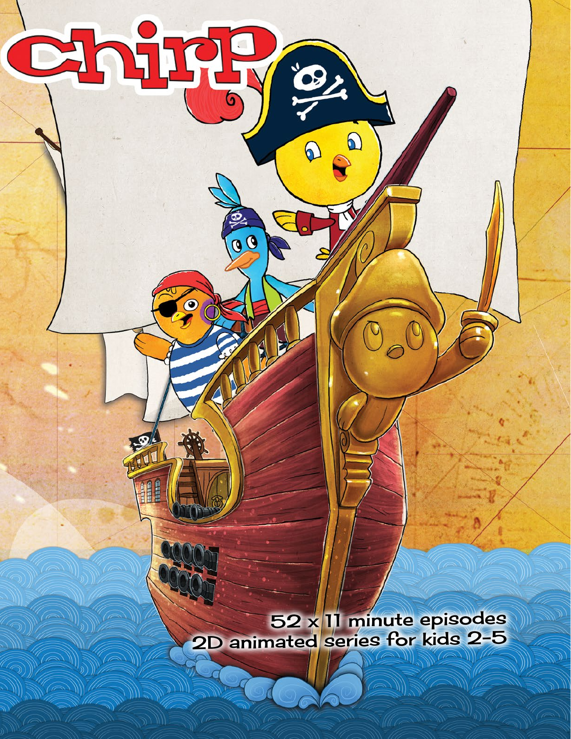# chirp

52 x 11 minute episodes
2D animated series for kids 2-5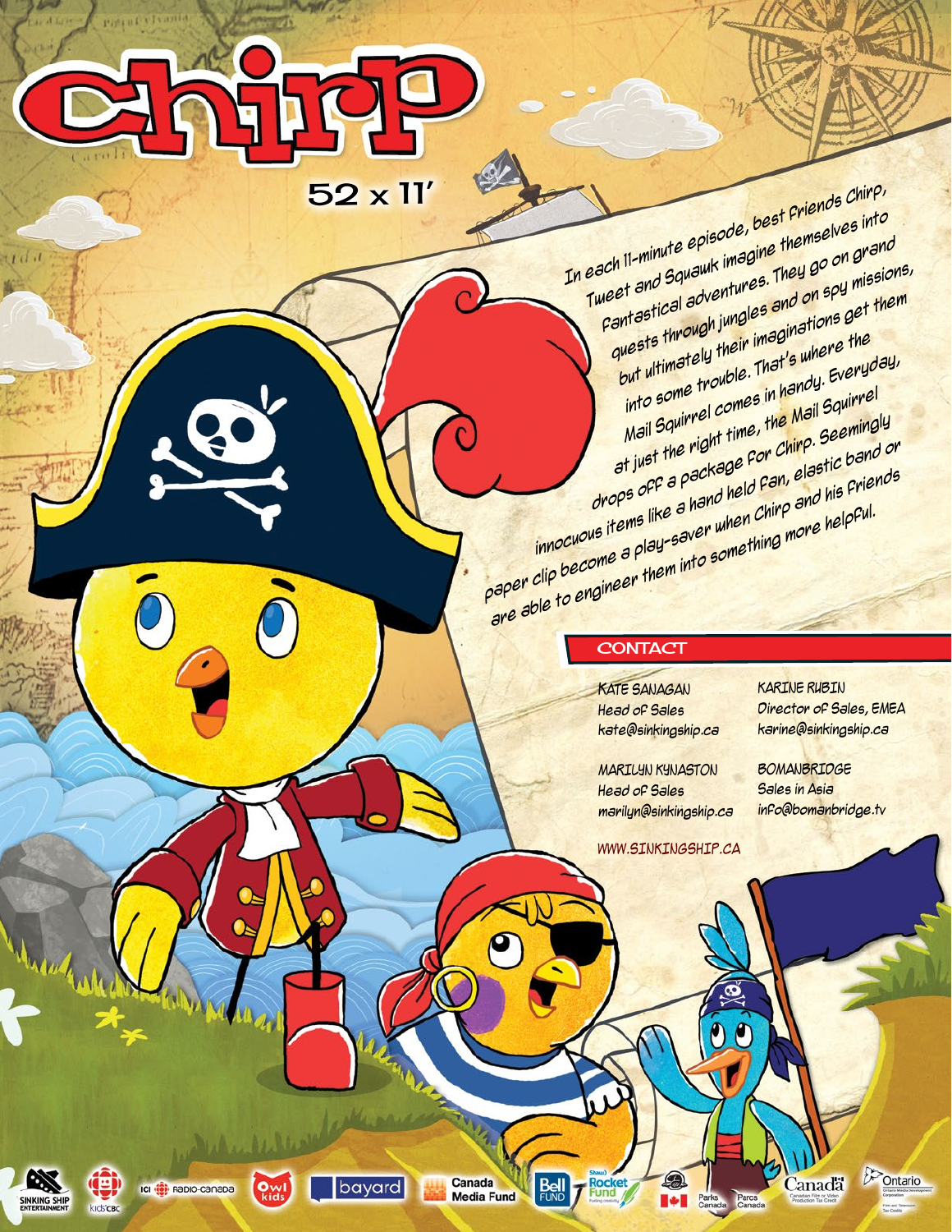# Chirp

52 x 11′

*In each 11-minute episode, best friends Chirp, Tweet and Squawk imagine themselves into fantastical adventures. They go on grand quests through jungles and on spy missions, but ultimately their imaginations get them into some trouble. That's where the Mail Squirrel comes in handy. Everyday, at just the right time, the Mail Squirrel drops off a package for Chirp. Seemingly innocuous items like a hand held fan, elastic band or paper clip become a play-saver when Chirp and his friends are able to engineer them into something more helpful.*

## CONTACT

KATE SANAGAN
Head of Sales
kate@sinkingship.ca

MARILYN KYNASTON
Head of Sales
marilyn@sinkingship.ca

KARINE RUBIN
Director of Sales, EMEA
karine@sinkingship.ca

BOMANBRIDGE
Sales in Asia
info@bomanbridge.tv

WWW.SINKINGSHIP.CA

Sinking Ship Entertainment · Kids' CBC · ICI Radio-Canada · Owl Kids · bayard · Canada Media Fund · Bell Fund · Shaw Rocket Fund · Parks Canada / Parcs Canada · Canada · Ontario